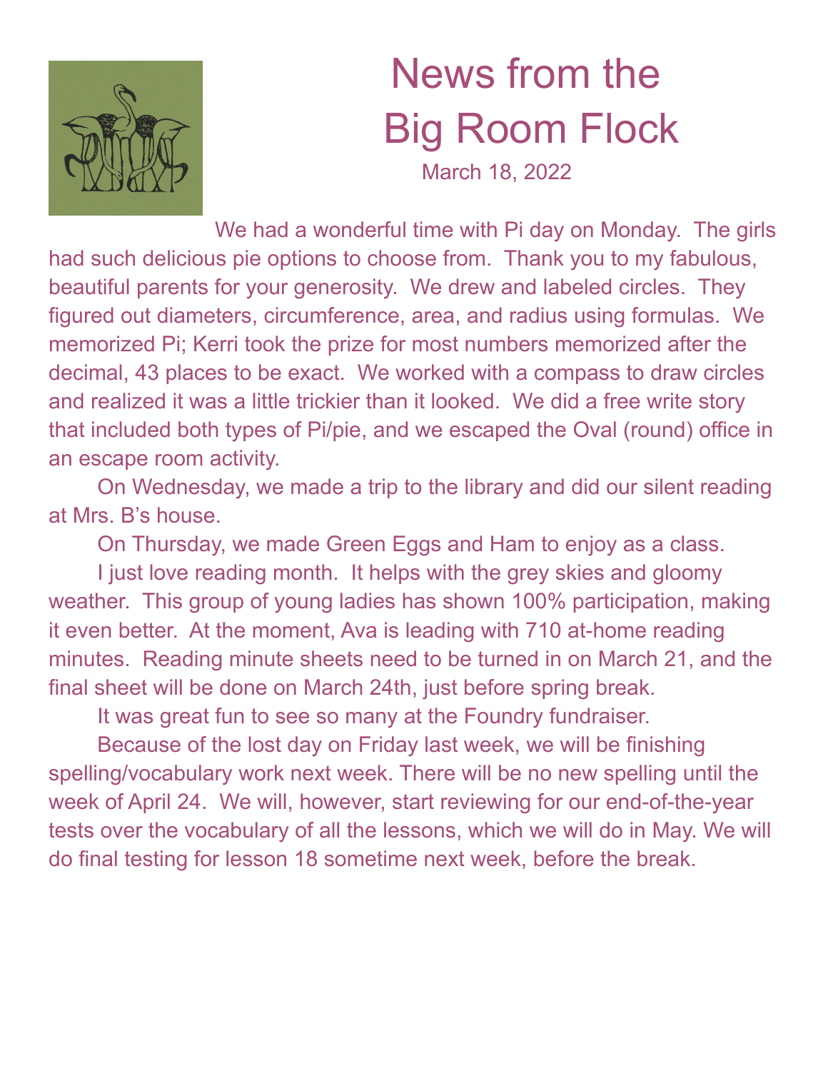# News from the Big Room Flock

March 18, 2022

We had a wonderful time with Pi day on Monday. The girls had such delicious pie options to choose from. Thank you to my fabulous, beautiful parents for your generosity. We drew and labeled circles. They figured out diameters, circumference, area, and radius using formulas. We memorized Pi; Kerri took the prize for most numbers memorized after the decimal, 43 places to be exact. We worked with a compass to draw circles and realized it was a little trickier than it looked. We did a free write story that included both types of Pi/pie, and we escaped the Oval (round) office in an escape room activity.

On Wednesday, we made a trip to the library and did our silent reading at Mrs. B's house.

On Thursday, we made Green Eggs and Ham to enjoy as a class.

I just love reading month. It helps with the grey skies and gloomy weather. This group of young ladies has shown 100% participation, making it even better. At the moment, Ava is leading with 710 at-home reading minutes. Reading minute sheets need to be turned in on March 21, and the final sheet will be done on March 24th, just before spring break.

It was great fun to see so many at the Foundry fundraiser.

Because of the lost day on Friday last week, we will be finishing spelling/vocabulary work next week. There will be no new spelling until the week of April 24. We will, however, start reviewing for our end-of-the-year tests over the vocabulary of all the lessons, which we will do in May. We will do final testing for lesson 18 sometime next week, before the break.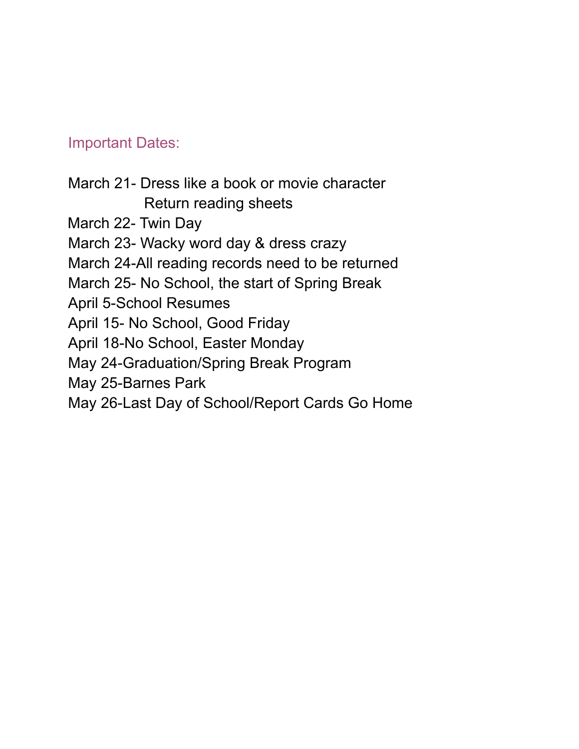## Important Dates:

March 21- Dress like a book or movie character
Return reading sheets
March 22- Twin Day
March 23- Wacky word day & dress crazy
March 24-All reading records need to be returned
March 25- No School, the start of Spring Break
April 5-School Resumes
April 15- No School, Good Friday
April 18-No School, Easter Monday
May 24-Graduation/Spring Break Program
May 25-Barnes Park
May 26-Last Day of School/Report Cards Go Home